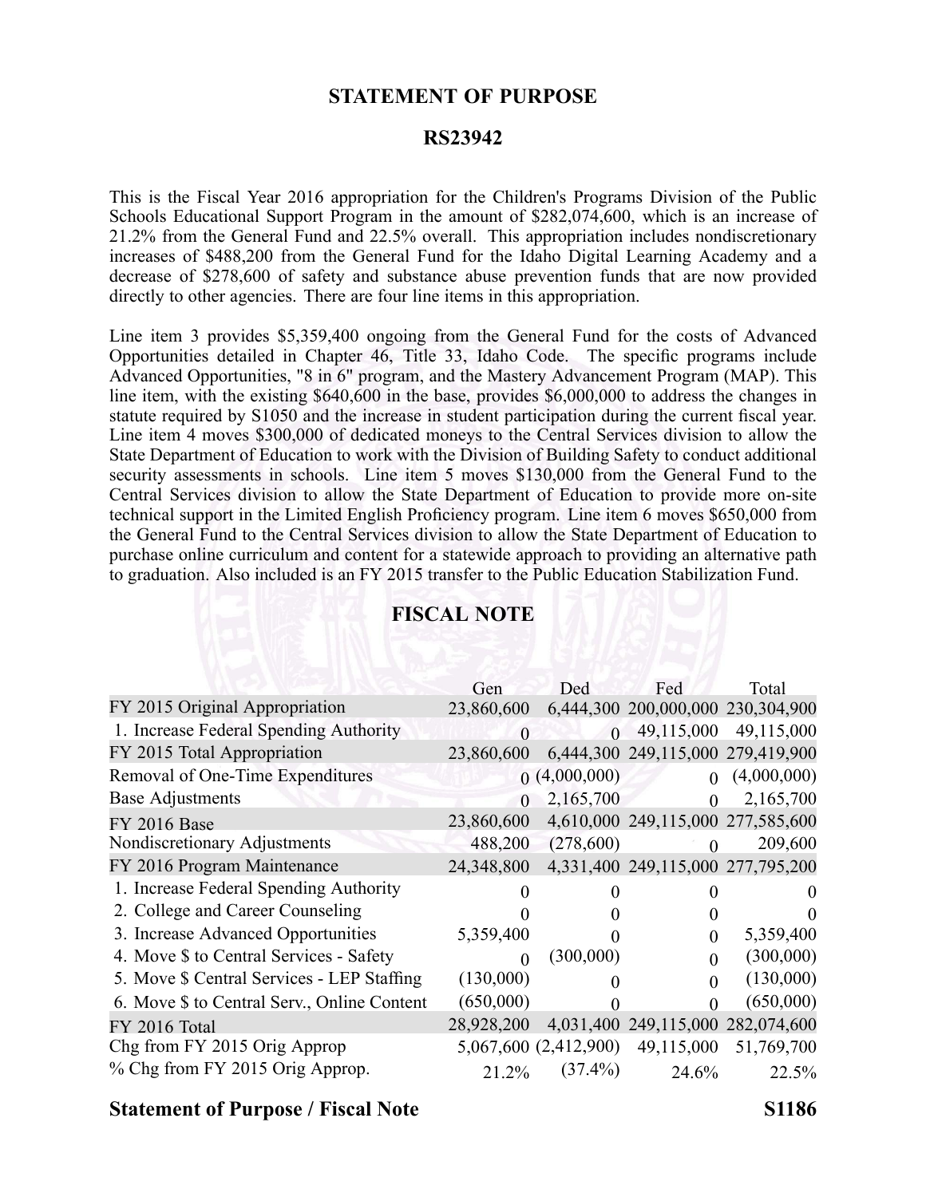# STATEMENT OF PURPOSE

## RS23942

This is the Fiscal Year 2016 appropriation for the Children's Programs Division of the Public Schools Educational Support Program in the amount of $282,074,600, which is an increase of 21.2% from the General Fund and 22.5% overall. This appropriation includes nondiscretionary increases of $488,200 from the General Fund for the Idaho Digital Learning Academy and a decrease of $278,600 of safety and substance abuse prevention funds that are now provided directly to other agencies. There are four line items in this appropriation.

Line item 3 provides $5,359,400 ongoing from the General Fund for the costs of Advanced Opportunities detailed in Chapter 46, Title 33, Idaho Code. The specific programs include Advanced Opportunities, "8 in 6" program, and the Mastery Advancement Program (MAP). This line item, with the existing $640,600 in the base, provides $6,000,000 to address the changes in statute required by S1050 and the increase in student participation during the current fiscal year. Line item 4 moves $300,000 of dedicated moneys to the Central Services division to allow the State Department of Education to work with the Division of Building Safety to conduct additional security assessments in schools. Line item 5 moves $130,000 from the General Fund to the Central Services division to allow the State Department of Education to provide more on-site technical support in the Limited English Proficiency program. Line item 6 moves $650,000 from the General Fund to the Central Services division to allow the State Department of Education to purchase online curriculum and content for a statewide approach to providing an alternative path to graduation. Also included is an FY 2015 transfer to the Public Education Stabilization Fund.

## FISCAL NOTE

| | Gen | Ded | Fed | Total |
|---|---|---|---|---|
| FY 2015 Original Appropriation | 23,860,600 | 6,444,300 | 200,000,000 | 230,304,900 |
| 1. Increase Federal Spending Authority | 0 | 0 | 49,115,000 | 49,115,000 |
| FY 2015 Total Appropriation | 23,860,600 | 6,444,300 | 249,115,000 | 279,419,900 |
| Removal of One-Time Expenditures | 0 | (4,000,000) | 0 | (4,000,000) |
| Base Adjustments | 0 | 2,165,700 | 0 | 2,165,700 |
| FY 2016 Base | 23,860,600 | 4,610,000 | 249,115,000 | 277,585,600 |
| Nondiscretionary Adjustments | 488,200 | (278,600) | 0 | 209,600 |
| FY 2016 Program Maintenance | 24,348,800 | 4,331,400 | 249,115,000 | 277,795,200 |
| 1. Increase Federal Spending Authority | 0 | 0 | 0 | 0 |
| 2. College and Career Counseling | 0 | 0 | 0 | 0 |
| 3. Increase Advanced Opportunities | 5,359,400 | 0 | 0 | 5,359,400 |
| 4. Move $ to Central Services - Safety | 0 | (300,000) | 0 | (300,000) |
| 5. Move $ Central Services - LEP Staffing | (130,000) | 0 | 0 | (130,000) |
| 6. Move $ to Central Serv., Online Content | (650,000) | 0 | 0 | (650,000) |
| FY 2016 Total | 28,928,200 | 4,031,400 | 249,115,000 | 282,074,600 |
| Chg from FY 2015 Orig Approp | 5,067,600 | (2,412,900) | 49,115,000 | 51,769,700 |
| % Chg from FY 2015 Orig Approp. | 21.2% | (37.4%) | 24.6% | 22.5% |

**Statement of Purpose / Fiscal Note** **S1186**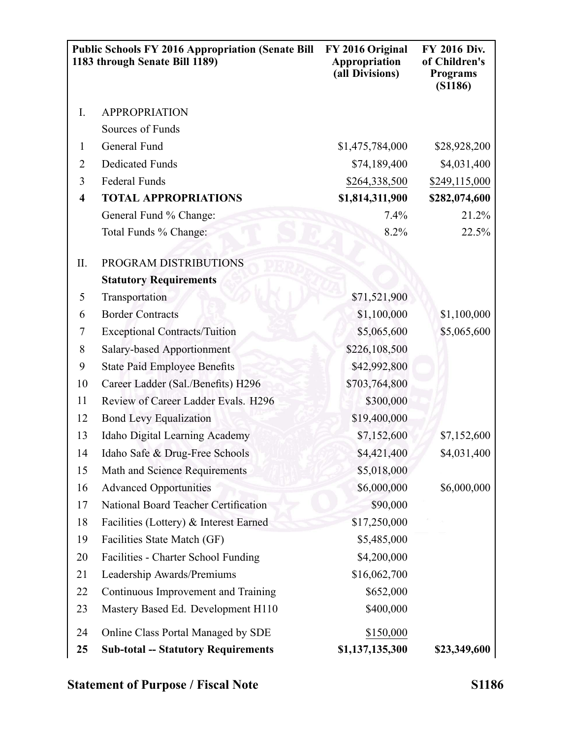| | Public Schools FY 2016 Appropriation (Senate Bill 1183 through Senate Bill 1189) | FY 2016 Original Appropriation (all Divisions) | FY 2016 Div. of Children's Programs (S1186) |
|---|---|---|---|
| I. | APPROPRIATION | | |
| | Sources of Funds | | |
| 1 | General Fund | $1,475,784,000 | $28,928,200 |
| 2 | Dedicated Funds | $74,189,400 | $4,031,400 |
| 3 | Federal Funds | $264,338,500 | $249,115,000 |
| **4** | **TOTAL APPROPRIATIONS** | **$1,814,311,900** | **$282,074,600** |
| | General Fund % Change: | 7.4% | 21.2% |
| | Total Funds % Change: | 8.2% | 22.5% |
| II. | PROGRAM DISTRIBUTIONS | | |
| | **Statutory Requirements** | | |
| 5 | Transportation | $71,521,900 | |
| 6 | Border Contracts | $1,100,000 | $1,100,000 |
| 7 | Exceptional Contracts/Tuition | $5,065,600 | $5,065,600 |
| 8 | Salary-based Apportionment | $226,108,500 | |
| 9 | State Paid Employee Benefits | $42,992,800 | |
| 10 | Career Ladder (Sal./Benefits) H296 | $703,764,800 | |
| 11 | Review of Career Ladder Evals. H296 | $300,000 | |
| 12 | Bond Levy Equalization | $19,400,000 | |
| 13 | Idaho Digital Learning Academy | $7,152,600 | $7,152,600 |
| 14 | Idaho Safe & Drug-Free Schools | $4,421,400 | $4,031,400 |
| 15 | Math and Science Requirements | $5,018,000 | |
| 16 | Advanced Opportunities | $6,000,000 | $6,000,000 |
| 17 | National Board Teacher Certification | $90,000 | |
| 18 | Facilities (Lottery) & Interest Earned | $17,250,000 | |
| 19 | Facilities State Match (GF) | $5,485,000 | |
| 20 | Facilities - Charter School Funding | $4,200,000 | |
| 21 | Leadership Awards/Premiums | $16,062,700 | |
| 22 | Continuous Improvement and Training | $652,000 | |
| 23 | Mastery Based Ed. Development H110 | $400,000 | |
| 24 | Online Class Portal Managed by SDE | $150,000 | |
| **25** | **Sub-total -- Statutory Requirements** | **$1,137,135,300** | **$23,349,600** |

**Statement of Purpose / Fiscal Note** **S1186**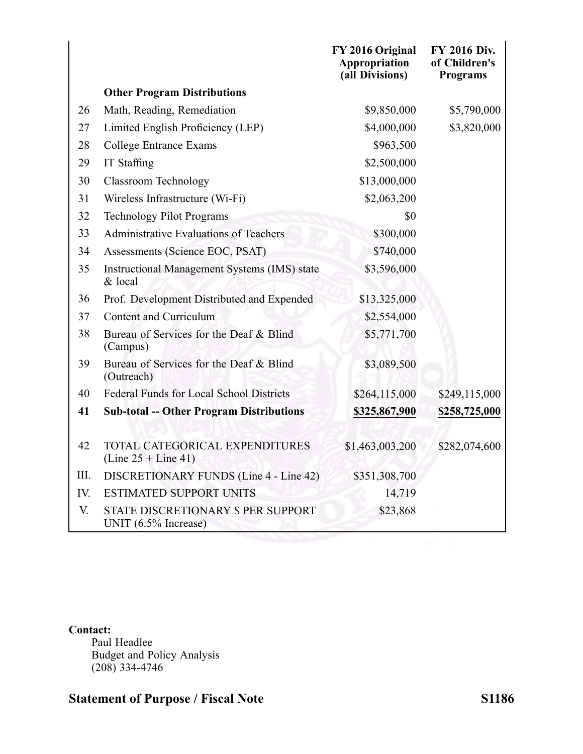| | | FY 2016 Original Appropriation (all Divisions) | FY 2016 Div. of Children's Programs |
|---|---|---|---|
| | **Other Program Distributions** | | |
| 26 | Math, Reading, Remediation | $9,850,000 | $5,790,000 |
| 27 | Limited English Proficiency (LEP) | $4,000,000 | $3,820,000 |
| 28 | College Entrance Exams | $963,500 | |
| 29 | IT Staffing | $2,500,000 | |
| 30 | Classroom Technology | $13,000,000 | |
| 31 | Wireless Infrastructure (Wi-Fi) | $2,063,200 | |
| 32 | Technology Pilot Programs | $0 | |
| 33 | Administrative Evaluations of Teachers | $300,000 | |
| 34 | Assessments (Science EOC, PSAT) | $740,000 | |
| 35 | Instructional Management Systems (IMS) state & local | $3,596,000 | |
| 36 | Prof. Development Distributed and Expended | $13,325,000 | |
| 37 | Content and Curriculum | $2,554,000 | |
| 38 | Bureau of Services for the Deaf & Blind (Campus) | $5,771,700 | |
| 39 | Bureau of Services for the Deaf & Blind (Outreach) | $3,089,500 | |
| 40 | Federal Funds for Local School Districts | $264,115,000 | $249,115,000 |
| **41** | **Sub-total -- Other Program Distributions** | **$325,867,900** | **$258,725,000** |
| 42 | TOTAL CATEGORICAL EXPENDITURES (Line 25 + Line 41) | $1,463,003,200 | $282,074,600 |
| III. | DISCRETIONARY FUNDS (Line 4 - Line 42) | $351,308,700 | |
| IV. | ESTIMATED SUPPORT UNITS | 14,719 | |
| V. | STATE DISCRETIONARY $ PER SUPPORT UNIT (6.5% Increase) | $23,868 | |

**Contact:**
Paul Headlee
Budget and Policy Analysis
(208) 334-4746

## Statement of Purpose / Fiscal Note — S1186